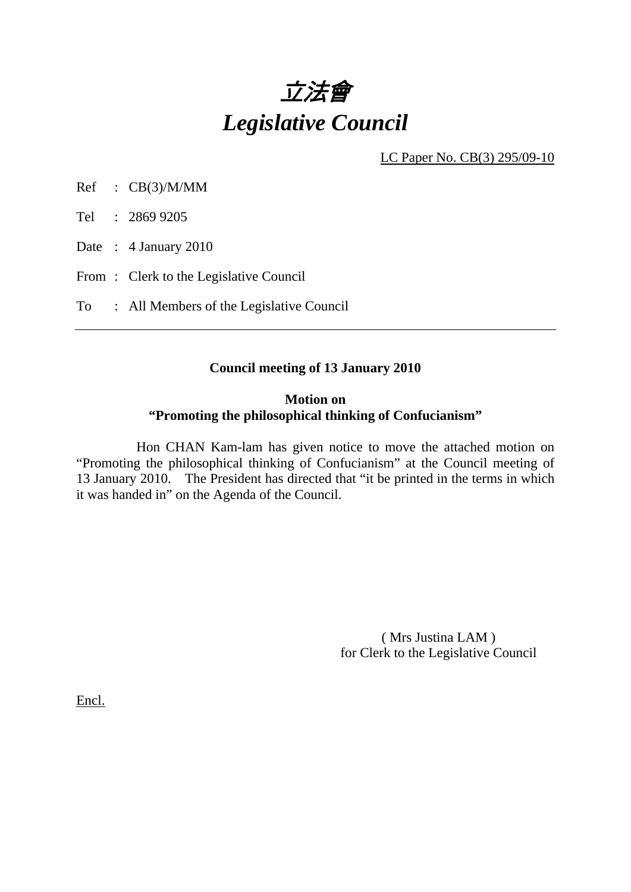# *立法會*
# *Legislative Council*

LC Paper No. CB(3) 295/09-10

Ref : CB(3)/M/MM

Tel : 2869 9205

Date : 4 January 2010

From : Clerk to the Legislative Council

To : All Members of the Legislative Council

---

**Council meeting of 13 January 2010**

**Motion on**
**"Promoting the philosophical thinking of Confucianism"**

Hon CHAN Kam-lam has given notice to move the attached motion on "Promoting the philosophical thinking of Confucianism" at the Council meeting of 13 January 2010. The President has directed that "it be printed in the terms in which it was handed in" on the Agenda of the Council.

( Mrs Justina LAM )
for Clerk to the Legislative Council

Encl.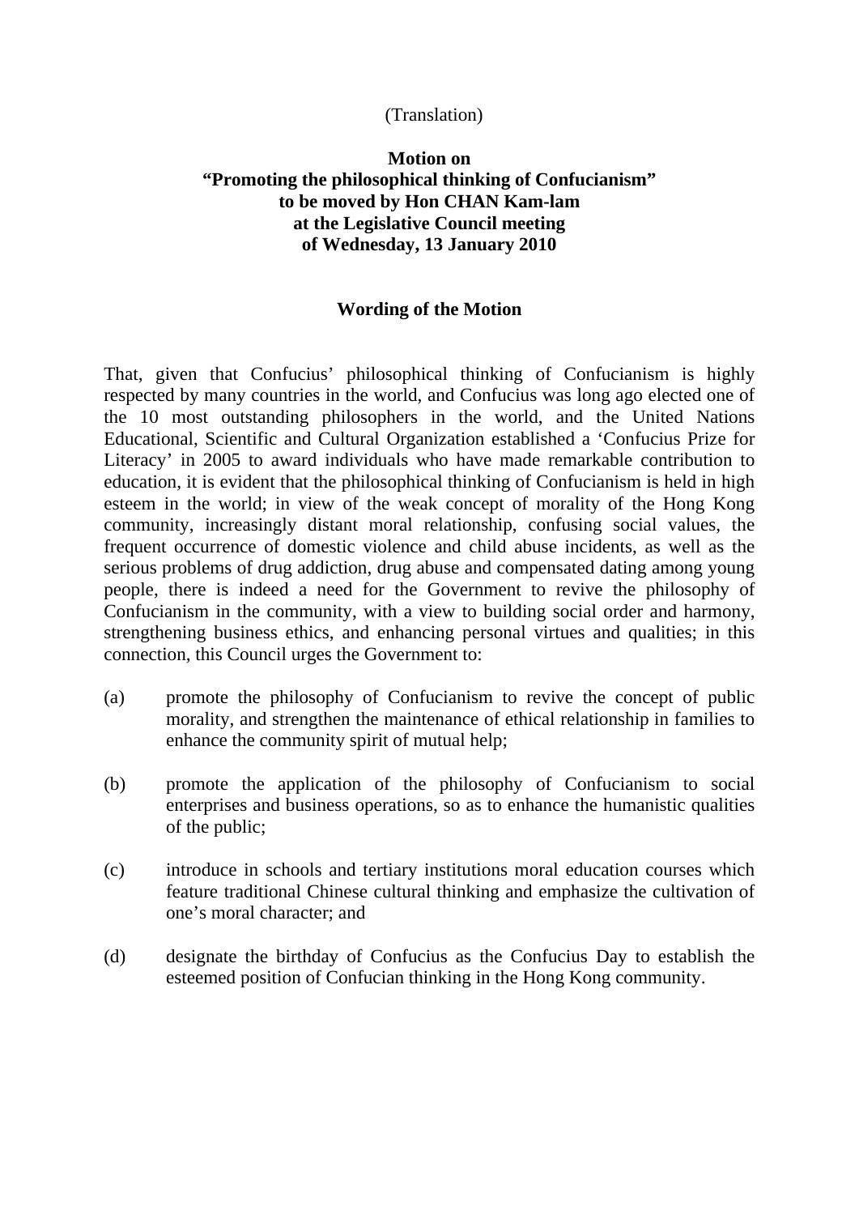(Translation)

**Motion on**
**"Promoting the philosophical thinking of Confucianism"**
**to be moved by Hon CHAN Kam-lam**
**at the Legislative Council meeting**
**of Wednesday, 13 January 2010**

**Wording of the Motion**

That, given that Confucius' philosophical thinking of Confucianism is highly respected by many countries in the world, and Confucius was long ago elected one of the 10 most outstanding philosophers in the world, and the United Nations Educational, Scientific and Cultural Organization established a 'Confucius Prize for Literacy' in 2005 to award individuals who have made remarkable contribution to education, it is evident that the philosophical thinking of Confucianism is held in high esteem in the world; in view of the weak concept of morality of the Hong Kong community, increasingly distant moral relationship, confusing social values, the frequent occurrence of domestic violence and child abuse incidents, as well as the serious problems of drug addiction, drug abuse and compensated dating among young people, there is indeed a need for the Government to revive the philosophy of Confucianism in the community, with a view to building social order and harmony, strengthening business ethics, and enhancing personal virtues and qualities; in this connection, this Council urges the Government to:

(a) promote the philosophy of Confucianism to revive the concept of public morality, and strengthen the maintenance of ethical relationship in families to enhance the community spirit of mutual help;

(b) promote the application of the philosophy of Confucianism to social enterprises and business operations, so as to enhance the humanistic qualities of the public;

(c) introduce in schools and tertiary institutions moral education courses which feature traditional Chinese cultural thinking and emphasize the cultivation of one's moral character; and

(d) designate the birthday of Confucius as the Confucius Day to establish the esteemed position of Confucian thinking in the Hong Kong community.